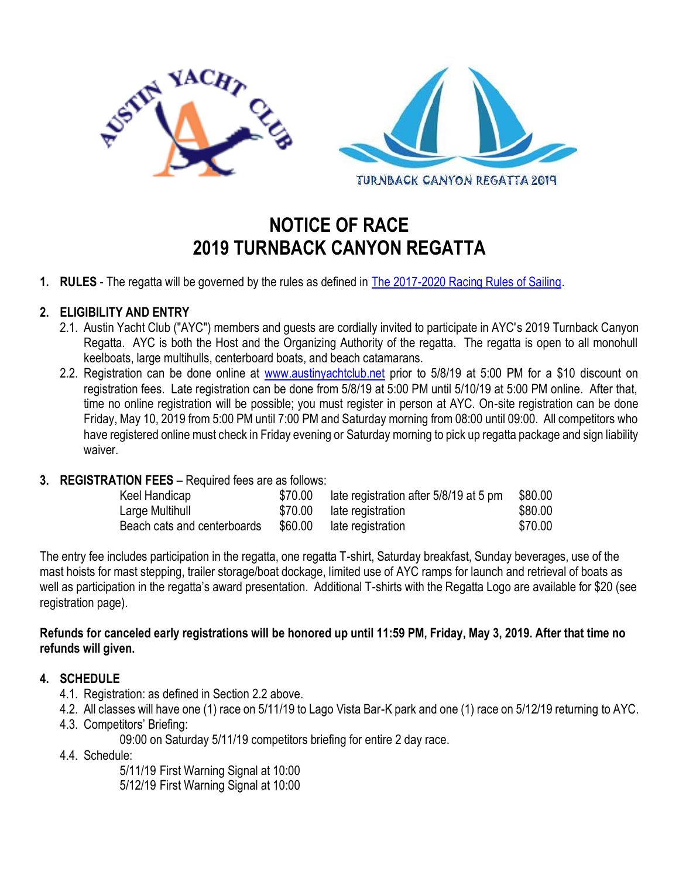TURNBACK CANYON REGATTA 2019

# NOTICE OF RACE
# 2019 TURNBACK CANYON REGATTA

1. **RULES** - The regatta will be governed by the rules as defined in The 2017-2020 Racing Rules of Sailing.

2. **ELIGIBILITY AND ENTRY**
   2.1. Austin Yacht Club ("AYC") members and guests are cordially invited to participate in AYC's 2019 Turnback Canyon Regatta. AYC is both the Host and the Organizing Authority of the regatta. The regatta is open to all monohull keelboats, large multihulls, centerboard boats, and beach catamarans.
   2.2. Registration can be done online at www.austinyachtclub.net prior to 5/8/19 at 5:00 PM for a $10 discount on registration fees. Late registration can be done from 5/8/19 at 5:00 PM until 5/10/19 at 5:00 PM online. After that, time no online registration will be possible; you must register in person at AYC. On-site registration can be done Friday, May 10, 2019 from 5:00 PM until 7:00 PM and Saturday morning from 08:00 until 09:00. All competitors who have registered online must check in Friday evening or Saturday morning to pick up regatta package and sign liability waiver.

3. **REGISTRATION FEES** – Required fees are as follows:

| | | | |
|---|---|---|---|
| Keel Handicap | $70.00 | late registration after 5/8/19 at 5 pm | $80.00 |
| Large Multihull | $70.00 | late registration | $80.00 |
| Beach cats and centerboards | $60.00 | late registration | $70.00 |

The entry fee includes participation in the regatta, one regatta T-shirt, Saturday breakfast, Sunday beverages, use of the mast hoists for mast stepping, trailer storage/boat dockage, limited use of AYC ramps for launch and retrieval of boats as well as participation in the regatta's award presentation. Additional T-shirts with the Regatta Logo are available for $20 (see registration page).

**Refunds for canceled early registrations will be honored up until 11:59 PM, Friday, May 3, 2019. After that time no refunds will given.**

4. **SCHEDULE**
   4.1. Registration: as defined in Section 2.2 above.
   4.2. All classes will have one (1) race on 5/11/19 to Lago Vista Bar-K park and one (1) race on 5/12/19 returning to AYC.
   4.3. Competitors' Briefing:
   09:00 on Saturday 5/11/19 competitors briefing for entire 2 day race.
   4.4. Schedule:
   5/11/19 First Warning Signal at 10:00
   5/12/19 First Warning Signal at 10:00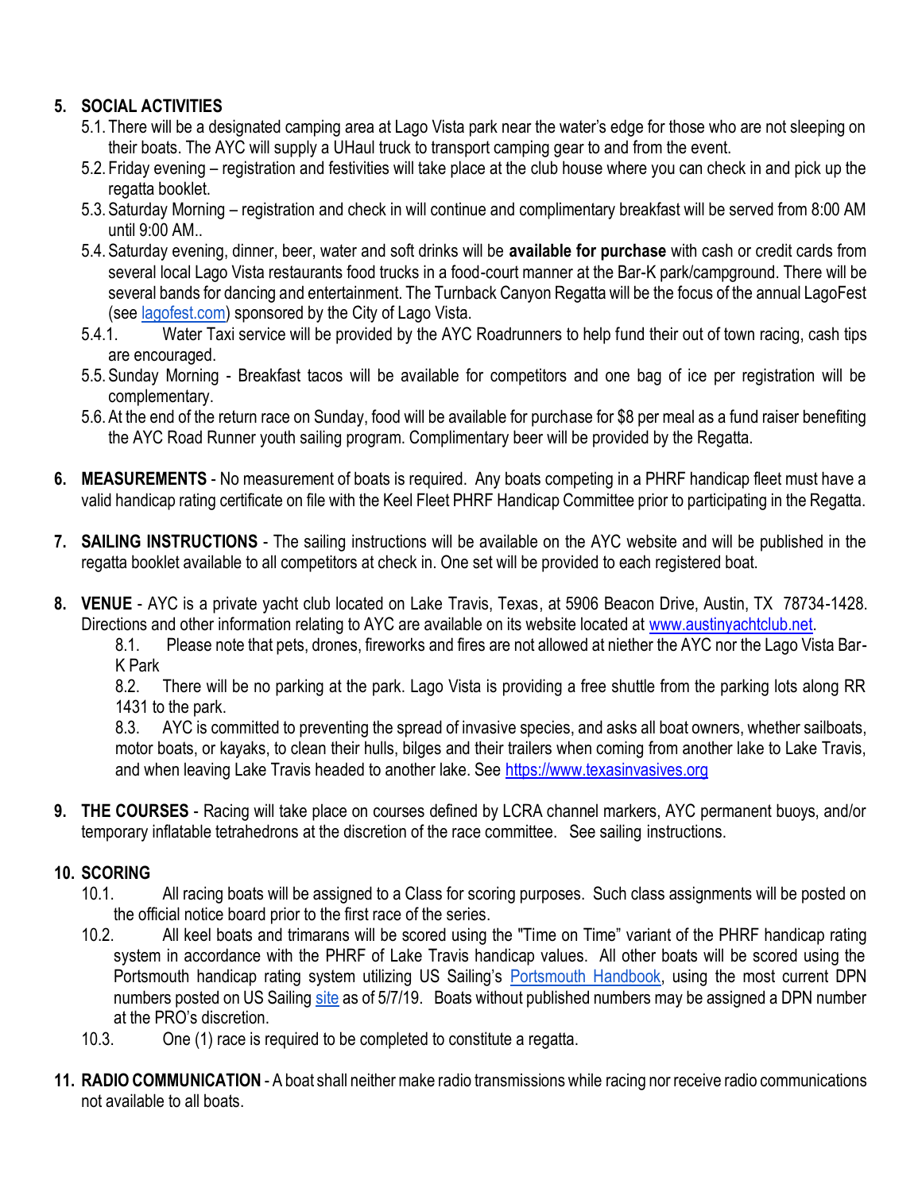## 5. SOCIAL ACTIVITIES

5.1. There will be a designated camping area at Lago Vista park near the water's edge for those who are not sleeping on their boats. The AYC will supply a UHaul truck to transport camping gear to and from the event.

5.2. Friday evening – registration and festivities will take place at the club house where you can check in and pick up the regatta booklet.

5.3. Saturday Morning – registration and check in will continue and complimentary breakfast will be served from 8:00 AM until 9:00 AM..

5.4. Saturday evening, dinner, beer, water and soft drinks will be **available for purchase** with cash or credit cards from several local Lago Vista restaurants food trucks in a food-court manner at the Bar-K park/campground. There will be several bands for dancing and entertainment. The Turnback Canyon Regatta will be the focus of the annual LagoFest (see lagofest.com) sponsored by the City of Lago Vista.

5.4.1. Water Taxi service will be provided by the AYC Roadrunners to help fund their out of town racing, cash tips are encouraged.

5.5. Sunday Morning - Breakfast tacos will be available for competitors and one bag of ice per registration will be complementary.

5.6. At the end of the return race on Sunday, food will be available for purchase for $8 per meal as a fund raiser benefiting the AYC Road Runner youth sailing program. Complimentary beer will be provided by the Regatta.

## 6. MEASUREMENTS

**MEASUREMENTS** - No measurement of boats is required. Any boats competing in a PHRF handicap fleet must have a valid handicap rating certificate on file with the Keel Fleet PHRF Handicap Committee prior to participating in the Regatta.

## 7. SAILING INSTRUCTIONS

**SAILING INSTRUCTIONS** - The sailing instructions will be available on the AYC website and will be published in the regatta booklet available to all competitors at check in. One set will be provided to each registered boat.

## 8. VENUE

**VENUE** - AYC is a private yacht club located on Lake Travis, Texas, at 5906 Beacon Drive, Austin, TX 78734-1428. Directions and other information relating to AYC are available on its website located at www.austinyachtclub.net.

8.1. Please note that pets, drones, fireworks and fires are not allowed at niether the AYC nor the Lago Vista Bar-K Park

8.2. There will be no parking at the park. Lago Vista is providing a free shuttle from the parking lots along RR 1431 to the park.

8.3. AYC is committed to preventing the spread of invasive species, and asks all boat owners, whether sailboats, motor boats, or kayaks, to clean their hulls, bilges and their trailers when coming from another lake to Lake Travis, and when leaving Lake Travis headed to another lake. See https://www.texasinvasives.org

## 9. THE COURSES

**THE COURSES** - Racing will take place on courses defined by LCRA channel markers, AYC permanent buoys, and/or temporary inflatable tetrahedrons at the discretion of the race committee. See sailing instructions.

## 10. SCORING

10.1. All racing boats will be assigned to a Class for scoring purposes. Such class assignments will be posted on the official notice board prior to the first race of the series.

10.2. All keel boats and trimarans will be scored using the "Time on Time" variant of the PHRF handicap rating system in accordance with the PHRF of Lake Travis handicap values. All other boats will be scored using the Portsmouth handicap rating system utilizing US Sailing's Portsmouth Handbook, using the most current DPN numbers posted on US Sailing site as of 5/7/19. Boats without published numbers may be assigned a DPN number at the PRO's discretion.

10.3. One (1) race is required to be completed to constitute a regatta.

## 11. RADIO COMMUNICATION

**RADIO COMMUNICATION** - A boat shall neither make radio transmissions while racing nor receive radio communications not available to all boats.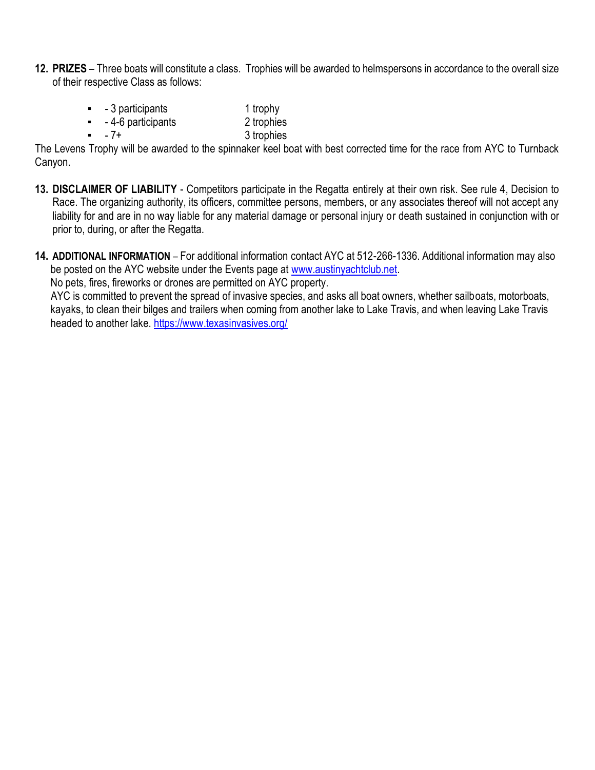12. **PRIZES** – Three boats will constitute a class. Trophies will be awarded to helmspersons in accordance to the overall size of their respective Class as follows:

| | |
|---|---|
| - 3 participants | 1 trophy |
| - 4-6 participants | 2 trophies |
| - 7+ | 3 trophies |

The Levens Trophy will be awarded to the spinnaker keel boat with best corrected time for the race from AYC to Turnback Canyon.

13. **DISCLAIMER OF LIABILITY** - Competitors participate in the Regatta entirely at their own risk. See rule 4, Decision to Race. The organizing authority, its officers, committee persons, members, or any associates thereof will not accept any liability for and are in no way liable for any material damage or personal injury or death sustained in conjunction with or prior to, during, or after the Regatta.

14. **ADDITIONAL INFORMATION** – For additional information contact AYC at 512-266-1336. Additional information may also be posted on the AYC website under the Events page at www.austinyachtclub.net.
    No pets, fires, fireworks or drones are permitted on AYC property.
    AYC is committed to prevent the spread of invasive species, and asks all boat owners, whether sailboats, motorboats, kayaks, to clean their bilges and trailers when coming from another lake to Lake Travis, and when leaving Lake Travis headed to another lake. https://www.texasinvasives.org/